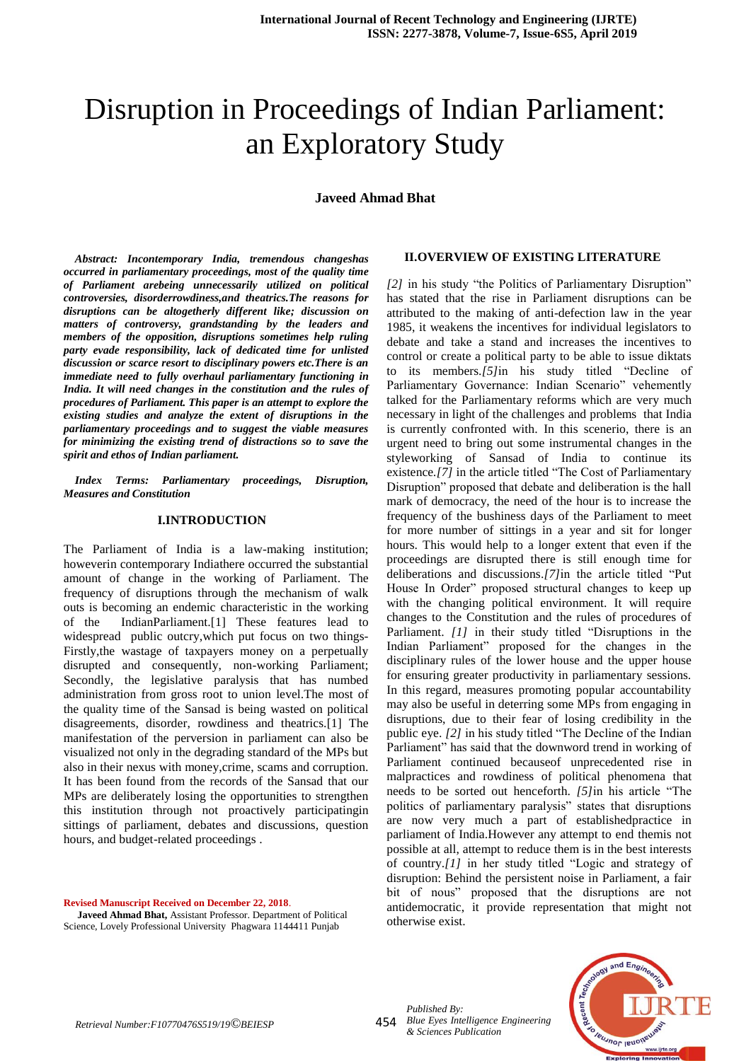# Disruption in Proceedings of Indian Parliament: an Exploratory Study

**Javeed Ahmad Bhat**

***Abstract: Incontemporary India, tremendous changeshas occurred in parliamentary proceedings, most of the quality time of Parliament arebeing unnecessarily utilized on political controversies, disorderrowdiness,and theatrics.The reasons for disruptions can be altogetherly different like; discussion on matters of controversy, grandstanding by the leaders and members of the opposition, disruptions sometimes help ruling party evade responsibility, lack of dedicated time for unlisted discussion or scarce resort to disciplinary powers etc.There is an immediate need to fully overhaul parliamentary functioning in India. It will need changes in the constitution and the rules of procedures of Parliament. This paper is an attempt to explore the existing studies and analyze the extent of disruptions in the parliamentary proceedings and to suggest the viable measures for minimizing the existing trend of distractions so to save the spirit and ethos of Indian parliament.***

***Index Terms: Parliamentary proceedings, Disruption, Measures and Constitution***

## I.INTRODUCTION

The Parliament of India is a law-making institution; howeverin contemporary Indiathere occurred the substantial amount of change in the working of Parliament. The frequency of disruptions through the mechanism of walk outs is becoming an endemic characteristic in the working of the IndianParliament.[1] These features lead to widespread public outcry,which put focus on two things-Firstly,the wastage of taxpayers money on a perpetually disrupted and consequently, non-working Parliament; Secondly, the legislative paralysis that has numbed administration from gross root to union level.The most of the quality time of the Sansad is being wasted on political disagreements, disorder, rowdiness and theatrics.[1] The manifestation of the perversion in parliament can also be visualized not only in the degrading standard of the MPs but also in their nexus with money,crime, scams and corruption. It has been found from the records of the Sansad that our MPs are deliberately losing the opportunities to strengthen this institution through not proactively participatingin sittings of parliament, debates and discussions, question hours, and budget-related proceedings .

**Revised Manuscript Received on December 22, 2018**.

**Javeed Ahmad Bhat,** Assistant Professor. Department of Political Science, Lovely Professional University Phagwara 1144411 Punjab

## II.OVERVIEW OF EXISTING LITERATURE

*[2]* in his study "the Politics of Parliamentary Disruption" has stated that the rise in Parliament disruptions can be attributed to the making of anti-defection law in the year 1985, it weakens the incentives for individual legislators to debate and take a stand and increases the incentives to control or create a political party to be able to issue diktats to its members.*[5]*in his study titled "Decline of Parliamentary Governance: Indian Scenario" vehemently talked for the Parliamentary reforms which are very much necessary in light of the challenges and problems that India is currently confronted with. In this scenerio, there is an urgent need to bring out some instrumental changes in the styleworking of Sansad of India to continue its existence.*[7]* in the article titled "The Cost of Parliamentary Disruption" proposed that debate and deliberation is the hall mark of democracy, the need of the hour is to increase the frequency of the bushiness days of the Parliament to meet for more number of sittings in a year and sit for longer hours. This would help to a longer extent that even if the proceedings are disrupted there is still enough time for deliberations and discussions.*[7]*in the article titled "Put House In Order" proposed structural changes to keep up with the changing political environment. It will require changes to the Constitution and the rules of procedures of Parliament. *[1]* in their study titled "Disruptions in the Indian Parliament" proposed for the changes in the disciplinary rules of the lower house and the upper house for ensuring greater productivity in parliamentary sessions. In this regard, measures promoting popular accountability may also be useful in deterring some MPs from engaging in disruptions, due to their fear of losing credibility in the public eye. *[2]* in his study titled "The Decline of the Indian Parliament" has said that the downword trend in working of Parliament continued becauseof unprecedented rise in malpractices and rowdiness of political phenomena that needs to be sorted out henceforth. *[5]*in his article "The politics of parliamentary paralysis" states that disruptions are now very much a part of establishedpractice in parliament of India.However any attempt to end themis not possible at all, attempt to reduce them is in the best interests of country.*[1]* in her study titled "Logic and strategy of disruption: Behind the persistent noise in Parliament, a fair bit of nous" proposed that the disruptions are not antidemocratic, it provide representation that might not otherwise exist.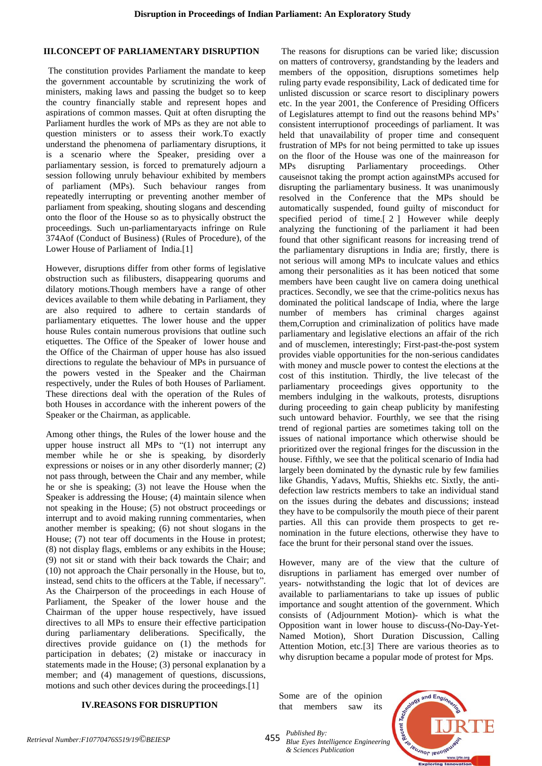## III.CONCEPT OF PARLIAMENTARY DISRUPTION

The constitution provides Parliament the mandate to keep the government accountable by scrutinizing the work of ministers, making laws and passing the budget so to keep the country financially stable and represent hopes and aspirations of common masses. Quit at often disrupting the Parliament hurdles the work of MPs as they are not able to question ministers or to assess their work.To exactly understand the phenomena of parliamentary disruptions, it is a scenario where the Speaker, presiding over a parliamentary session, is forced to prematurely adjourn a session following unruly behaviour exhibited by members of parliament (MPs). Such behaviour ranges from repeatedly interrupting or preventing another member of parliament from speaking, shouting slogans and descending onto the floor of the House so as to physically obstruct the proceedings. Such un-parliamentaryacts infringe on Rule 374Aof (Conduct of Business) (Rules of Procedure), of the Lower House of Parliament of India.[1]

However, disruptions differ from other forms of legislative obstruction such as filibusters, disappearing quorums and dilatory motions.Though members have a range of other devices available to them while debating in Parliament, they are also required to adhere to certain standards of parliamentary etiquettes. The lower house and the upper house Rules contain numerous provisions that outline such etiquettes. The Office of the Speaker of lower house and the Office of the Chairman of upper house has also issued directions to regulate the behaviour of MPs in pursuance of the powers vested in the Speaker and the Chairman respectively, under the Rules of both Houses of Parliament. These directions deal with the operation of the Rules of both Houses in accordance with the inherent powers of the Speaker or the Chairman, as applicable.

Among other things, the Rules of the lower house and the upper house instruct all MPs to "(1) not interrupt any member while he or she is speaking, by disorderly expressions or noises or in any other disorderly manner; (2) not pass through, between the Chair and any member, while he or she is speaking; (3) not leave the House when the Speaker is addressing the House; (4) maintain silence when not speaking in the House; (5) not obstruct proceedings or interrupt and to avoid making running commentaries, when another member is speaking; (6) not shout slogans in the House; (7) not tear off documents in the House in protest; (8) not display flags, emblems or any exhibits in the House; (9) not sit or stand with their back towards the Chair; and (10) not approach the Chair personally in the House, but to, instead, send chits to the officers at the Table, if necessary". As the Chairperson of the proceedings in each House of Parliament, the Speaker of the lower house and the Chairman of the upper house respectively, have issued directives to all MPs to ensure their effective participation during parliamentary deliberations. Specifically, the directives provide guidance on (1) the methods for participation in debates; (2) mistake or inaccuracy in statements made in the House; (3) personal explanation by a member; and (4) management of questions, discussions, motions and such other devices during the proceedings.[1]

## IV.REASONS FOR DISRUPTION

The reasons for disruptions can be varied like; discussion on matters of controversy, grandstanding by the leaders and members of the opposition, disruptions sometimes help ruling party evade responsibility, Lack of dedicated time for unlisted discussion or scarce resort to disciplinary powers etc. In the year 2001, the Conference of Presiding Officers of Legislatures attempt to find out the reasons behind MPs' consistent interruptionof proceedings of parliament. It was held that unavailability of proper time and consequent frustration of MPs for not being permitted to take up issues on the floor of the House was one of the mainreason for MPs disrupting Parliamentary proceedings. Other causeisnot taking the prompt action againstMPs accused for disrupting the parliamentary business. It was unanimously resolved in the Conference that the MPs should be automatically suspended, found guilty of misconduct for specified period of time.[ 2 ] However while deeply analyzing the functioning of the parliament it had been found that other significant reasons for increasing trend of the parliamentary disruptions in India are; firstly, there is not serious will among MPs to inculcate values and ethics among their personalities as it has been noticed that some members have been caught live on camera doing unethical practices. Secondly, we see that the crime-politics nexus has dominated the political landscape of India, where the large number of members has criminal charges against them,Corruption and criminalization of politics have made parliamentary and legislative elections an affair of the rich and of musclemen, interestingly; First-past-the-post system provides viable opportunities for the non-serious candidates with money and muscle power to contest the elections at the cost of this institution. Thirdly, the live telecast of the parliamentary proceedings gives opportunity to the members indulging in the walkouts, protests, disruptions during proceeding to gain cheap publicity by manifesting such untoward behavior. Fourthly, we see that the rising trend of regional parties are sometimes taking toll on the issues of national importance which otherwise should be prioritized over the regional fringes for the discussion in the house. Fifthly, we see that the political scenario of India had largely been dominated by the dynastic rule by few families like Ghandis, Yadavs, Muftis, Shiekhs etc. Sixtly, the anti-defection law restricts members to take an individual stand on the issues during the debates and discussions; instead they have to be compulsorily the mouth piece of their parent parties. All this can provide them prospects to get re-nomination in the future elections, otherwise they have to face the brunt for their personal stand over the issues.

However, many are of the view that the culture of disruptions in parliament has emerged over number of years- notwithstanding the logic that lot of devices are available to parliamentarians to take up issues of public importance and sought attention of the government. Which consists of (Adjournment Motion)- which is what the Opposition want in lower house to discuss-(No-Day-Yet-Named Motion), Short Duration Discussion, Calling Attention Motion, etc.[3] There are various theories as to why disruption became a popular mode of protest for Mps.

Some are of the opinion that members saw its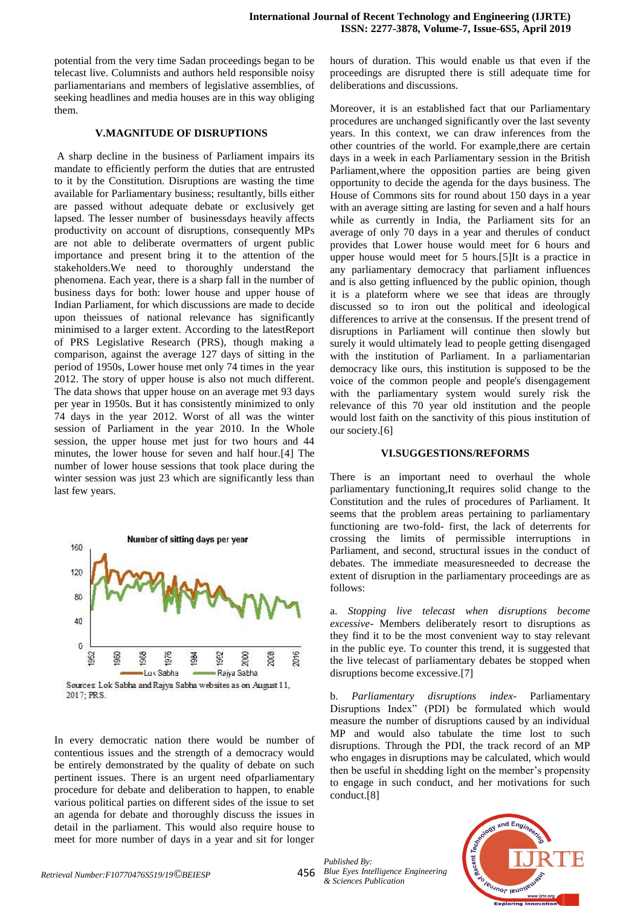potential from the very time Sadan proceedings began to be telecast live. Columnists and authors held responsible noisy parliamentarians and members of legislative assemblies, of seeking headlines and media houses are in this way obliging them.

## V.MAGNITUDE OF DISRUPTIONS

A sharp decline in the business of Parliament impairs its mandate to efficiently perform the duties that are entrusted to it by the Constitution. Disruptions are wasting the time available for Parliamentary business; resultantly, bills either are passed without adequate debate or exclusively get lapsed. The lesser number of businessdays heavily affects productivity on account of disruptions, consequently MPs are not able to deliberate overmatters of urgent public importance and present bring it to the attention of the stakeholders.We need to thoroughly understand the phenomena. Each year, there is a sharp fall in the number of business days for both: lower house and upper house of Indian Parliament, for which discussions are made to decide upon theissues of national relevance has significantly minimised to a larger extent. According to the latestReport of PRS Legislative Research (PRS), though making a comparison, against the average 127 days of sitting in the period of 1950s, Lower house met only 74 times in the year 2012. The story of upper house is also not much different. The data shows that upper house on an average met 93 days per year in 1950s. But it has consistently minimized to only 74 days in the year 2012. Worst of all was the winter session of Parliament in the year 2010. In the Whole session, the upper house met just for two hours and 44 minutes, the lower house for seven and half hour.[4] The number of lower house sessions that took place during the winter session was just 23 which are significantly less than last few years.

Sources: Lok Sabha and Rajya Sabha websites as on August 11, 2017; PRS.

In every democratic nation there would be number of contentious issues and the strength of a democracy would be entirely demonstrated by the quality of debate on such pertinent issues. There is an urgent need ofparliamentary procedure for debate and deliberation to happen, to enable various political parties on different sides of the issue to set an agenda for debate and thoroughly discuss the issues in detail in the parliament. This would also require house to meet for more number of days in a year and sit for longer hours of duration. This would enable us that even if the proceedings are disrupted there is still adequate time for deliberations and discussions.

Moreover, it is an established fact that our Parliamentary procedures are unchanged significantly over the last seventy years. In this context, we can draw inferences from the other countries of the world. For example,there are certain days in a week in each Parliamentary session in the British Parliament,where the opposition parties are being given opportunity to decide the agenda for the days business. The House of Commons sits for round about 150 days in a year with an average sitting are lasting for seven and a half hours while as currently in India, the Parliament sits for an average of only 70 days in a year and therules of conduct provides that Lower house would meet for 6 hours and upper house would meet for 5 hours.[5]It is a practice in any parliamentary democracy that parliament influences and is also getting influenced by the public opinion, though it is a plateform where we see that ideas are througly discussed so to iron out the political and ideological differences to arrive at the consensus. If the present trend of disruptions in Parliament will continue then slowly but surely it would ultimately lead to people getting disengaged with the institution of Parliament. In a parliamentarian democracy like ours, this institution is supposed to be the voice of the common people and people's disengagement with the parliamentary system would surely risk the relevance of this 70 year old institution and the people would lost faith on the sanctivity of this pious institution of our society.[6]

## VI.SUGGESTIONS/REFORMS

There is an important need to overhaul the whole parliamentary functioning,It requires solid change to the Constitution and the rules of procedures of Parliament. It seems that the problem areas pertaining to parliamentary functioning are two-fold- first, the lack of deterrents for crossing the limits of permissible interruptions in Parliament, and second, structural issues in the conduct of debates. The immediate measuresneeded to decrease the extent of disruption in the parliamentary proceedings are as follows:

a. *Stopping live telecast when disruptions become excessive-* Members deliberately resort to disruptions as they find it to be the most convenient way to stay relevant in the public eye. To counter this trend, it is suggested that the live telecast of parliamentary debates be stopped when disruptions become excessive.[7]

b. *Parliamentary disruptions index-* Parliamentary Disruptions Index" (PDI) be formulated which would measure the number of disruptions caused by an individual MP and would also tabulate the time lost to such disruptions. Through the PDI, the track record of an MP who engages in disruptions may be calculated, which would then be useful in shedding light on the member's propensity to engage in such conduct, and her motivations for such conduct.[8]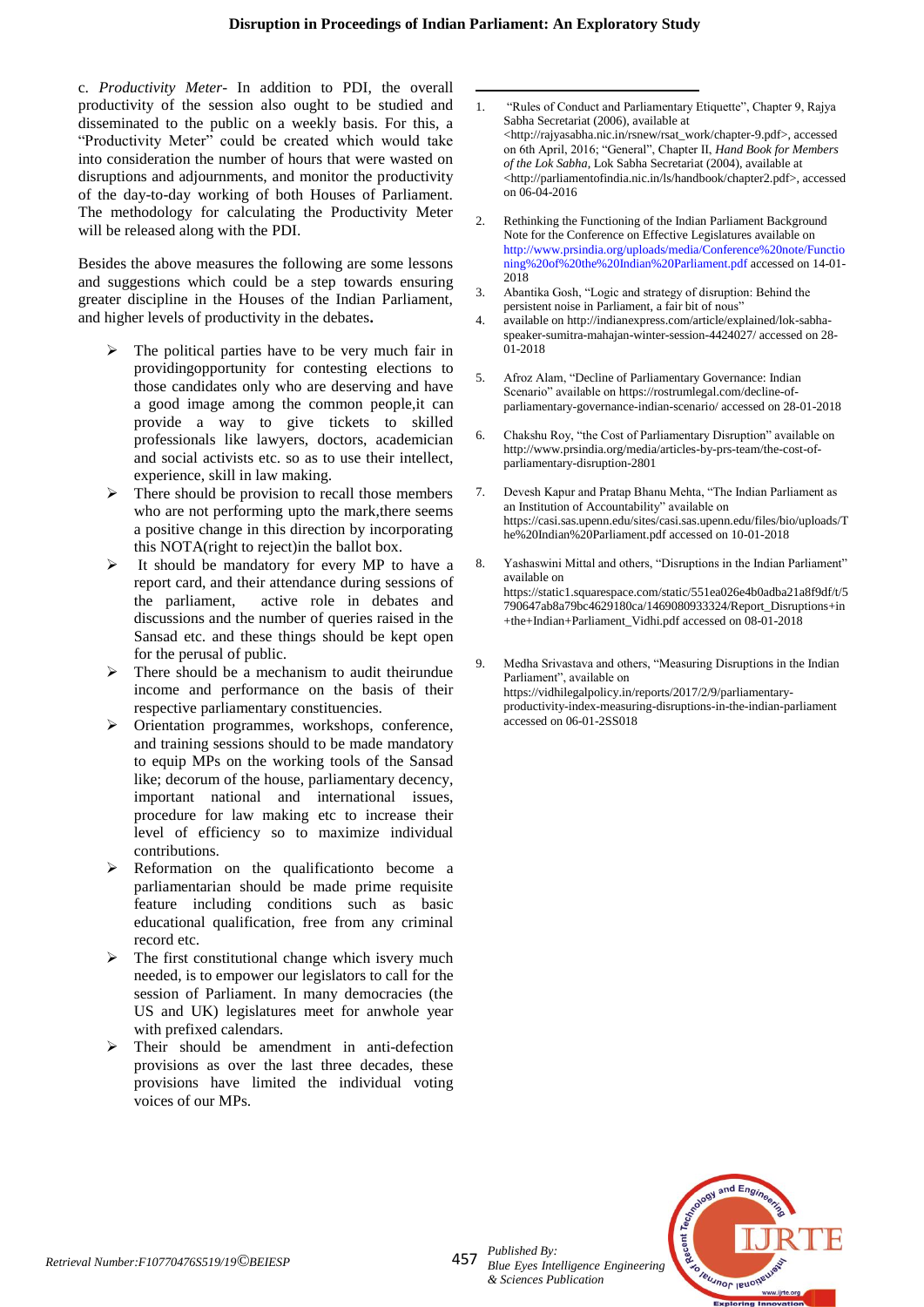c. *Productivity Meter-* In addition to PDI, the overall productivity of the session also ought to be studied and disseminated to the public on a weekly basis. For this, a "Productivity Meter" could be created which would take into consideration the number of hours that were wasted on disruptions and adjournments, and monitor the productivity of the day-to-day working of both Houses of Parliament. The methodology for calculating the Productivity Meter will be released along with the PDI.

Besides the above measures the following are some lessons and suggestions which could be a step towards ensuring greater discipline in the Houses of the Indian Parliament, and higher levels of productivity in the debates**.**

- The political parties have to be very much fair in providingopportunity for contesting elections to those candidates only who are deserving and have a good image among the common people,it can provide a way to give tickets to skilled professionals like lawyers, doctors, academician and social activists etc. so as to use their intellect, experience, skill in law making.
- There should be provision to recall those members who are not performing upto the mark,there seems a positive change in this direction by incorporating this NOTA(right to reject)in the ballot box.
- It should be mandatory for every MP to have a report card, and their attendance during sessions of the parliament, active role in debates and discussions and the number of queries raised in the Sansad etc. and these things should be kept open for the perusal of public.
- There should be a mechanism to audit theirundue income and performance on the basis of their respective parliamentary constituencies.
- Orientation programmes, workshops, conference, and training sessions should to be made mandatory to equip MPs on the working tools of the Sansad like; decorum of the house, parliamentary decency, important national and international issues, procedure for law making etc to increase their level of efficiency so to maximize individual contributions.
- Reformation on the qualificationto become a parliamentarian should be made prime requisite feature including conditions such as basic educational qualification, free from any criminal record etc.
- The first constitutional change which isvery much needed, is to empower our legislators to call for the session of Parliament. In many democracies (the US and UK) legislatures meet for anwhole year with prefixed calendars.
- Their should be amendment in anti-defection provisions as over the last three decades, these provisions have limited the individual voting voices of our MPs.

---

1. "Rules of Conduct and Parliamentary Etiquette", Chapter 9, Rajya Sabha Secretariat (2006), available at <http://rajyasabha.nic.in/rsnew/rsat_work/chapter-9.pdf>, accessed on 6th April, 2016; "General", Chapter II, *Hand Book for Members of the Lok Sabha*, Lok Sabha Secretariat (2004), available at <http://parliamentofindia.nic.in/ls/handbook/chapter2.pdf>, accessed on 06-04-2016
2. Rethinking the Functioning of the Indian Parliament Background Note for the Conference on Effective Legislatures available on http://www.prsindia.org/uploads/media/Conference%20note/Functioning%20of%20the%20Indian%20Parliament.pdf accessed on 14-01-2018
3. Abantika Gosh, "Logic and strategy of disruption: Behind the persistent noise in Parliament, a fair bit of nous"
4. available on http://indianexpress.com/article/explained/lok-sabha-speaker-sumitra-mahajan-winter-session-4424027/ accessed on 28-01-2018
5. Afroz Alam, "Decline of Parliamentary Governance: Indian Scenario" available on https://rostrumlegal.com/decline-of-parliamentary-governance-indian-scenario/ accessed on 28-01-2018
6. Chakshu Roy, "the Cost of Parliamentary Disruption" available on http://www.prsindia.org/media/articles-by-prs-team/the-cost-of-parliamentary-disruption-2801
7. Devesh Kapur and Pratap Bhanu Mehta, "The Indian Parliament as an Institution of Accountability" available on https://casi.sas.upenn.edu/sites/casi.sas.upenn.edu/files/bio/uploads/The%20Indian%20Parliament.pdf accessed on 10-01-2018
8. Yashaswini Mittal and others, "Disruptions in the Indian Parliament" available on https://static1.squarespace.com/static/551ea026e4b0adba21a8f9df/t/5790647ab8a79bc4629180ca/1469080933324/Report_Disruptions+in+the+Indian+Parliament_Vidhi.pdf accessed on 08-01-2018
9. Medha Srivastava and others, "Measuring Disruptions in the Indian Parliament", available on https://vidhilegalpolicy.in/reports/2017/2/9/parliamentary-productivity-index-measuring-disruptions-in-the-indian-parliament accessed on 06-01-2SS018